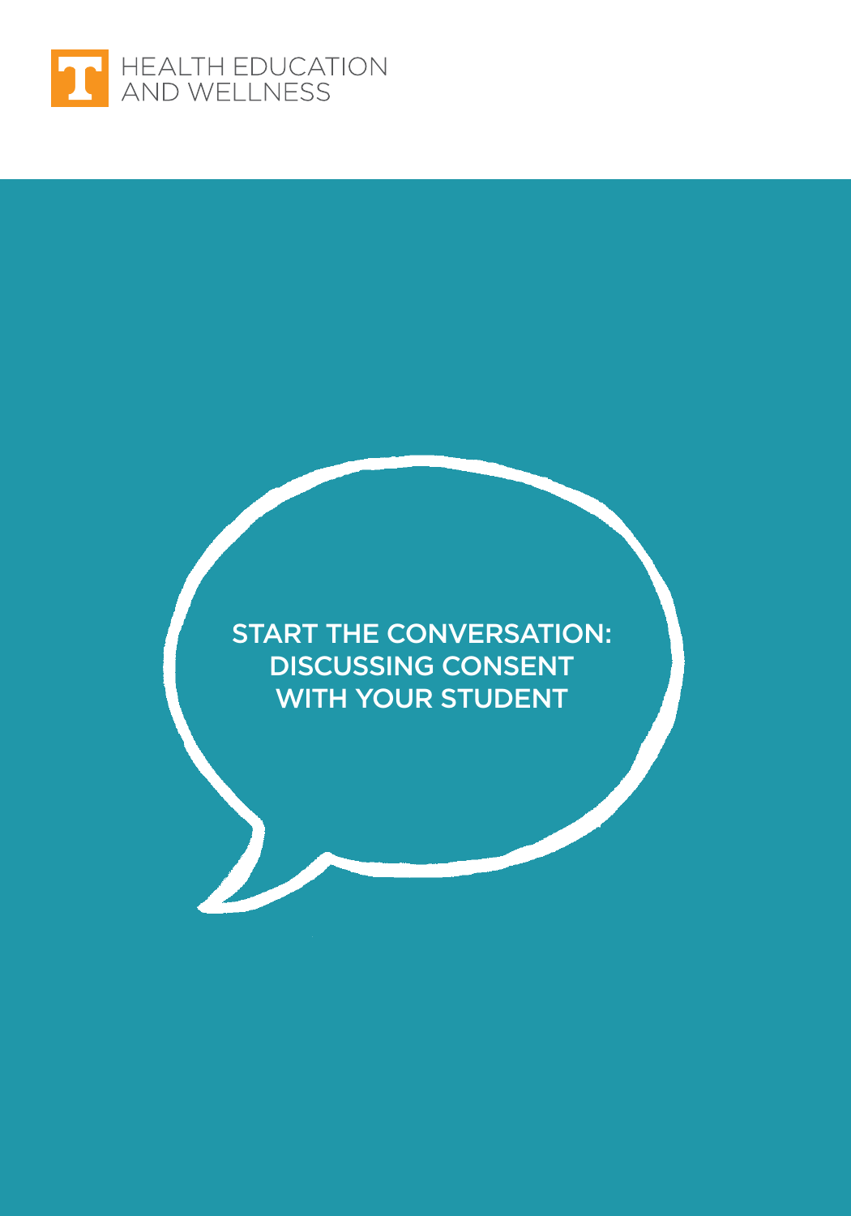HEALTH EDUCATION AND WELLNESS

# START THE CONVERSATION: DISCUSSING CONSENT WITH YOUR STUDENT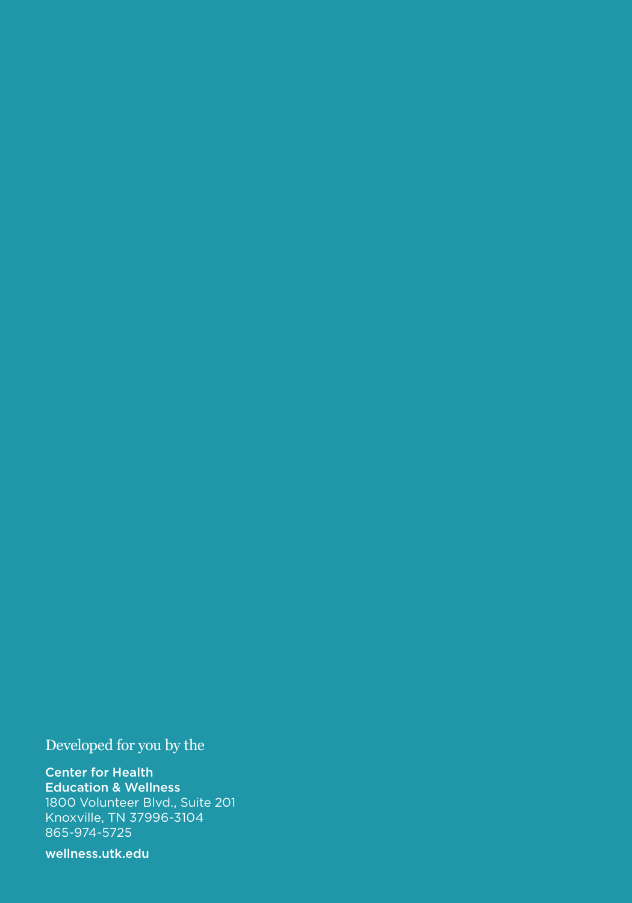Developed for you by the

**Center for Health Education & Wellness**
1800 Volunteer Blvd., Suite 201
Knoxville, TN 37996-3104
865-974-5725

**wellness.utk.edu**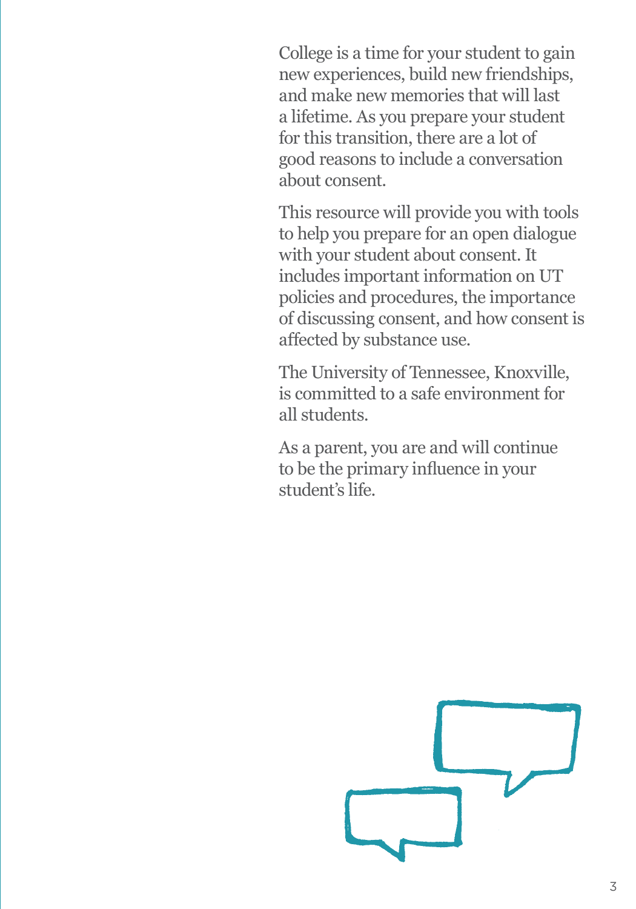College is a time for your student to gain new experiences, build new friendships, and make new memories that will last a lifetime. As you prepare your student for this transition, there are a lot of good reasons to include a conversation about consent.

This resource will provide you with tools to help you prepare for an open dialogue with your student about consent. It includes important information on UT policies and procedures, the importance of discussing consent, and how consent is affected by substance use.

The University of Tennessee, Knoxville, is committed to a safe environment for all students.

As a parent, you are and will continue to be the primary influence in your student's life.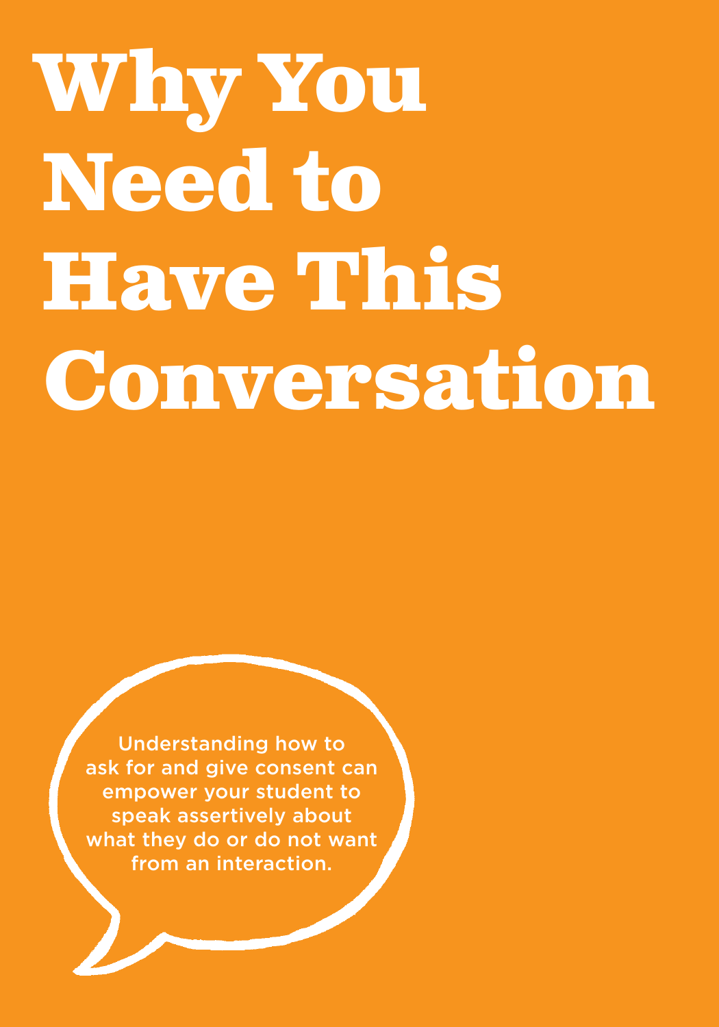# Why You Need to Have This Conversation

Understanding how to ask for and give consent can empower your student to speak assertively about what they do or do not want from an interaction.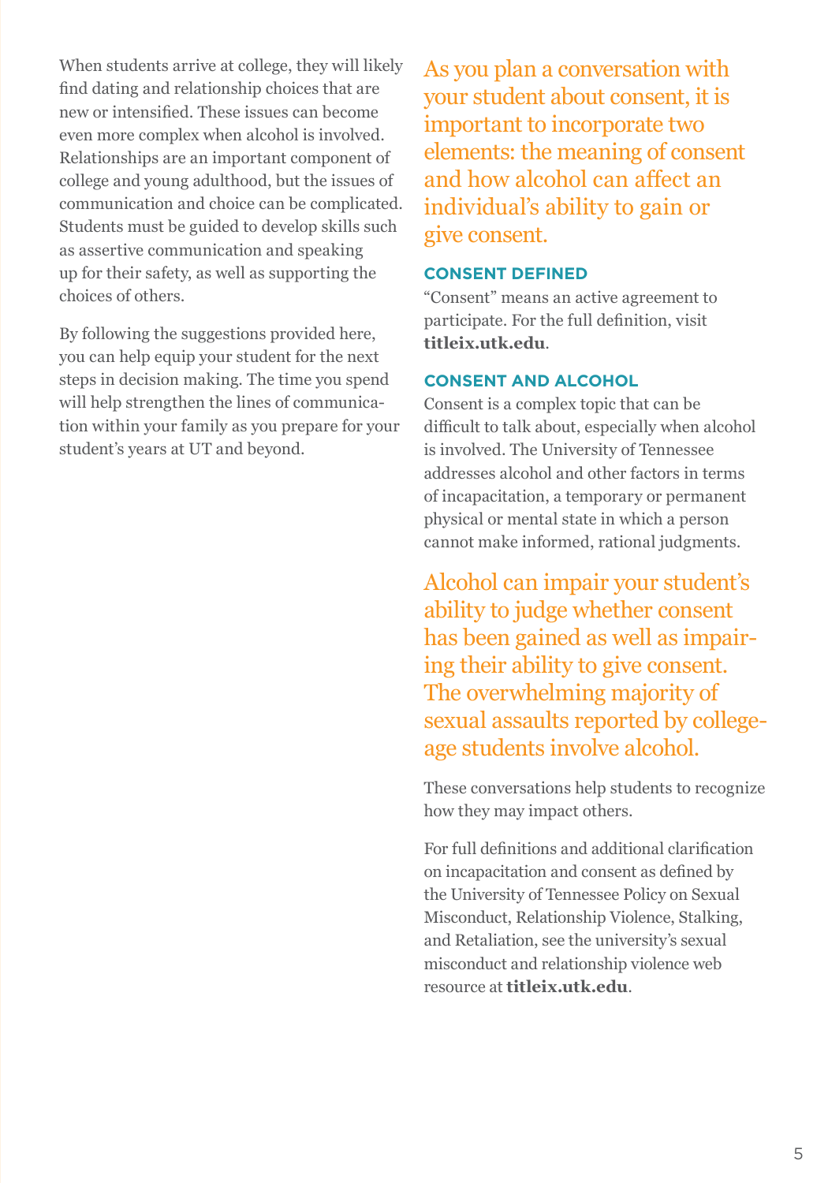When students arrive at college, they will likely find dating and relationship choices that are new or intensified. These issues can become even more complex when alcohol is involved. Relationships are an important component of college and young adulthood, but the issues of communication and choice can be complicated. Students must be guided to develop skills such as assertive communication and speaking up for their safety, as well as supporting the choices of others.

By following the suggestions provided here, you can help equip your student for the next steps in decision making. The time you spend will help strengthen the lines of communication within your family as you prepare for your student's years at UT and beyond.

As you plan a conversation with your student about consent, it is important to incorporate two elements: the meaning of consent and how alcohol can affect an individual's ability to gain or give consent.

### CONSENT DEFINED

"Consent" means an active agreement to participate. For the full definition, visit **titleix.utk.edu**.

### CONSENT AND ALCOHOL

Consent is a complex topic that can be difficult to talk about, especially when alcohol is involved. The University of Tennessee addresses alcohol and other factors in terms of incapacitation, a temporary or permanent physical or mental state in which a person cannot make informed, rational judgments.

Alcohol can impair your student's ability to judge whether consent has been gained as well as impairing their ability to give consent. The overwhelming majority of sexual assaults reported by college-age students involve alcohol.

These conversations help students to recognize how they may impact others.

For full definitions and additional clarification on incapacitation and consent as defined by the University of Tennessee Policy on Sexual Misconduct, Relationship Violence, Stalking, and Retaliation, see the university's sexual misconduct and relationship violence web resource at **titleix.utk.edu**.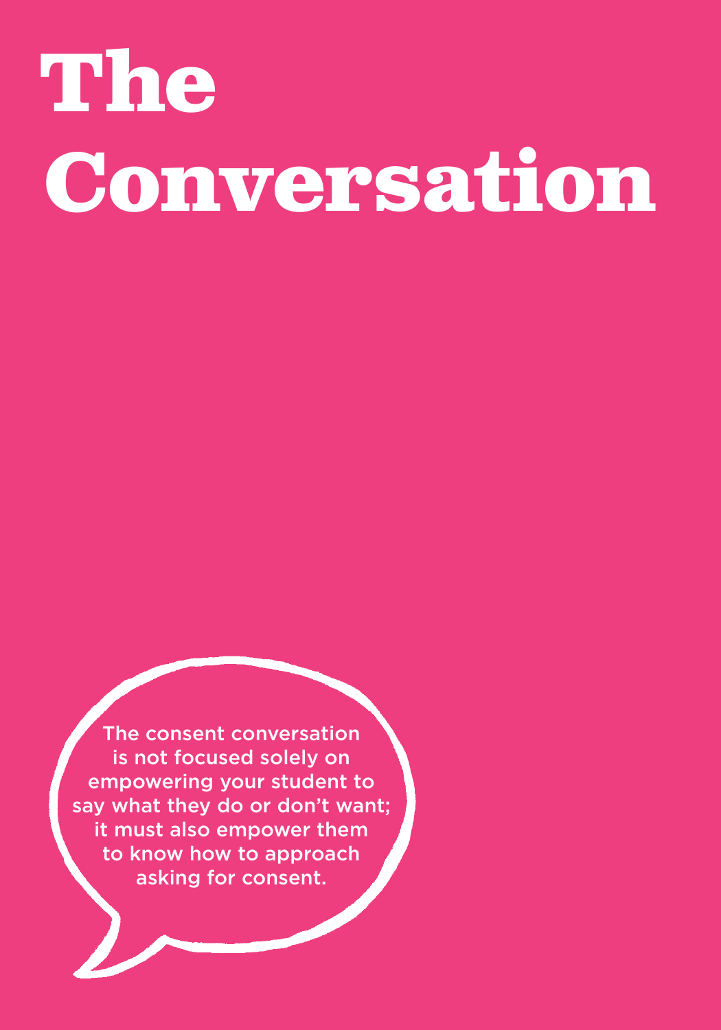# The Conversation

The consent conversation is not focused solely on empowering your student to say what they do or don't want; it must also empower them to know how to approach asking for consent.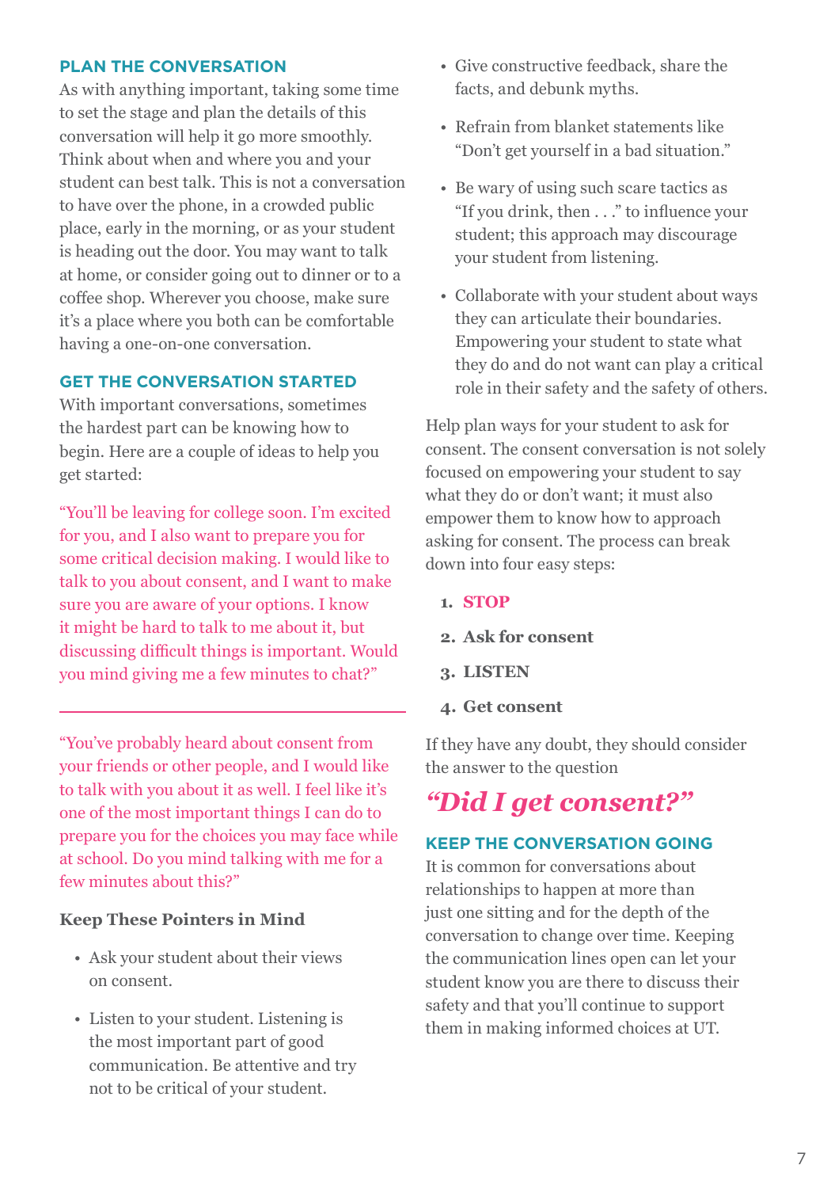## PLAN THE CONVERSATION

As with anything important, taking some time to set the stage and plan the details of this conversation will help it go more smoothly. Think about when and where you and your student can best talk. This is not a conversation to have over the phone, in a crowded public place, early in the morning, or as your student is heading out the door. You may want to talk at home, or consider going out to dinner or to a coffee shop. Wherever you choose, make sure it's a place where you both can be comfortable having a one-on-one conversation.

## GET THE CONVERSATION STARTED

With important conversations, sometimes the hardest part can be knowing how to begin. Here are a couple of ideas to help you get started:

"You'll be leaving for college soon. I'm excited for you, and I also want to prepare you for some critical decision making. I would like to talk to you about consent, and I want to make sure you are aware of your options. I know it might be hard to talk to me about it, but discussing difficult things is important. Would you mind giving me a few minutes to chat?"

---

"You've probably heard about consent from your friends or other people, and I would like to talk with you about it as well. I feel like it's one of the most important things I can do to prepare you for the choices you may face while at school. Do you mind talking with me for a few minutes about this?"

### Keep These Pointers in Mind

- Ask your student about their views on consent.
- Listen to your student. Listening is the most important part of good communication. Be attentive and try not to be critical of your student.
- Give constructive feedback, share the facts, and debunk myths.
- Refrain from blanket statements like "Don't get yourself in a bad situation."
- Be wary of using such scare tactics as "If you drink, then . . ." to influence your student; this approach may discourage your student from listening.
- Collaborate with your student about ways they can articulate their boundaries. Empowering your student to state what they do and do not want can play a critical role in their safety and the safety of others.

Help plan ways for your student to ask for consent. The consent conversation is not solely focused on empowering your student to say what they do or don't want; it must also empower them to know how to approach asking for consent. The process can break down into four easy steps:

1. **STOP**
2. **Ask for consent**
3. **LISTEN**
4. **Get consent**

If they have any doubt, they should consider the answer to the question

***"Did I get consent?"***

## KEEP THE CONVERSATION GOING

It is common for conversations about relationships to happen at more than just one sitting and for the depth of the conversation to change over time. Keeping the communication lines open can let your student know you are there to discuss their safety and that you'll continue to support them in making informed choices at UT.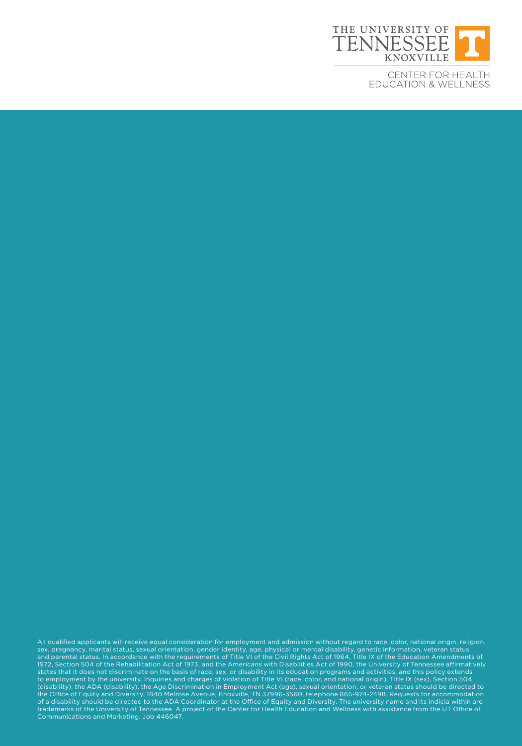THE UNIVERSITY OF TENNESSEE KNOXVILLE

CENTER FOR HEALTH EDUCATION & WELLNESS

All qualified applicants will receive equal consideration for employment and admission without regard to race, color, national origin, religion, sex, pregnancy, marital status, sexual orientation, gender identity, age, physical or mental disability, genetic information, veteran status, and parental status. In accordance with the requirements of Title VI of the Civil Rights Act of 1964, Title IX of the Education Amendments of 1972, Section 504 of the Rehabilitation Act of 1973, and the Americans with Disabilities Act of 1990, the University of Tennessee affirmatively states that it does not discriminate on the basis of race, sex, or disability in its education programs and activities, and this policy extends to employment by the university. Inquiries and charges of violation of Title VI (race, color, and national origin), Title IX (sex), Section 504 (disability), the ADA (disability), the Age Discrimination in Employment Act (age), sexual orientation, or veteran status should be directed to the Office of Equity and Diversity, 1840 Melrose Avenue, Knoxville, TN 37996-3560, telephone 865-974-2498. Requests for accommodation of a disability should be directed to the ADA Coordinator at the Office of Equity and Diversity. The university name and its indicia within are trademarks of the University of Tennessee. A project of the Center for Health Education and Wellness with assistance from the UT Office of Communications and Marketing. Job 446047.